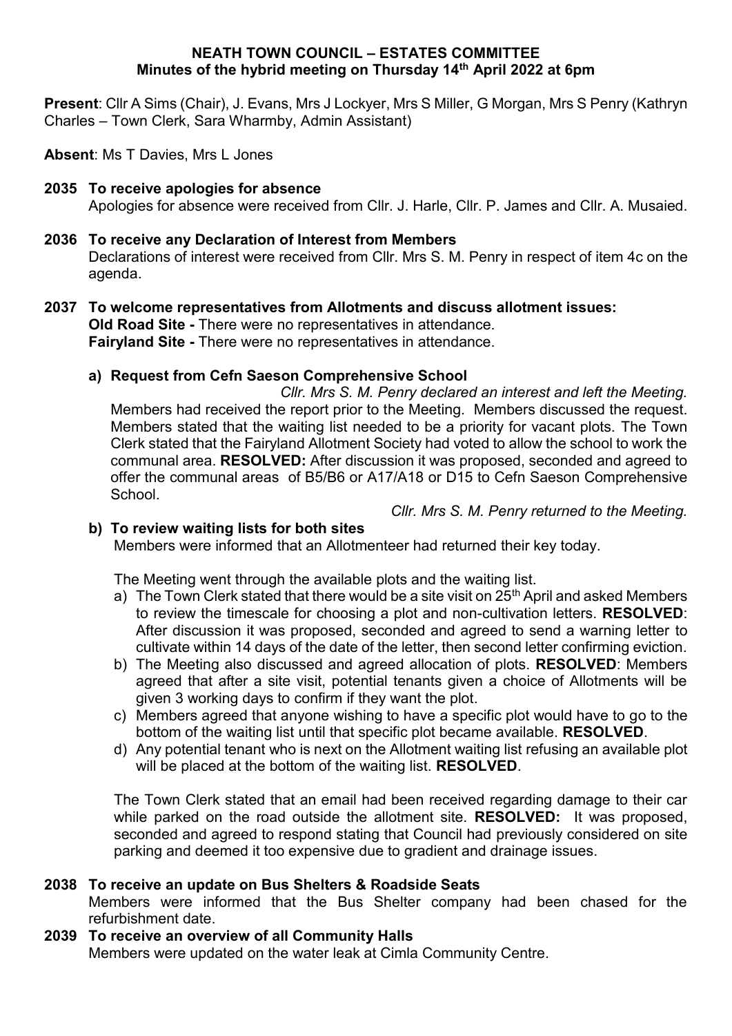# NEATH TOWN COUNCIL – ESTATES COMMITTEE

## Minutes of the hybrid meeting on Thursday 14th April 2022 at 6pm

**Present**: Cllr A Sims (Chair), J. Evans, Mrs J Lockyer, Mrs S Miller, G Morgan, Mrs S Penry (Kathryn Charles – Town Clerk, Sara Wharmby, Admin Assistant)

**Absent**: Ms T Davies, Mrs L Jones

**2035 To receive apologies for absence**

Apologies for absence were received from Cllr. J. Harle, Cllr. P. James and Cllr. A. Musaied.

**2036 To receive any Declaration of Interest from Members**

Declarations of interest were received from Cllr. Mrs S. M. Penry in respect of item 4c on the agenda.

**2037 To welcome representatives from Allotments and discuss allotment issues:**

**Old Road Site -** There were no representatives in attendance.
**Fairyland Site -** There were no representatives in attendance.

**a) Request from Cefn Saeson Comprehensive School**

*Cllr. Mrs S. M. Penry declared an interest and left the Meeting.*

Members had received the report prior to the Meeting. Members discussed the request. Members stated that the waiting list needed to be a priority for vacant plots. The Town Clerk stated that the Fairyland Allotment Society had voted to allow the school to work the communal area. **RESOLVED:** After discussion it was proposed, seconded and agreed to offer the communal areas of B5/B6 or A17/A18 or D15 to Cefn Saeson Comprehensive School.

*Cllr. Mrs S. M. Penry returned to the Meeting.*

**b) To review waiting lists for both sites**

Members were informed that an Allotmenteer had returned their key today.

The Meeting went through the available plots and the waiting list.

a) The Town Clerk stated that there would be a site visit on 25th April and asked Members to review the timescale for choosing a plot and non-cultivation letters. **RESOLVED**: After discussion it was proposed, seconded and agreed to send a warning letter to cultivate within 14 days of the date of the letter, then second letter confirming eviction.
b) The Meeting also discussed and agreed allocation of plots. **RESOLVED**: Members agreed that after a site visit, potential tenants given a choice of Allotments will be given 3 working days to confirm if they want the plot.
c) Members agreed that anyone wishing to have a specific plot would have to go to the bottom of the waiting list until that specific plot became available. **RESOLVED**.
d) Any potential tenant who is next on the Allotment waiting list refusing an available plot will be placed at the bottom of the waiting list. **RESOLVED**.

The Town Clerk stated that an email had been received regarding damage to their car while parked on the road outside the allotment site. **RESOLVED:** It was proposed, seconded and agreed to respond stating that Council had previously considered on site parking and deemed it too expensive due to gradient and drainage issues.

**2038 To receive an update on Bus Shelters & Roadside Seats**

Members were informed that the Bus Shelter company had been chased for the refurbishment date.

**2039 To receive an overview of all Community Halls**

Members were updated on the water leak at Cimla Community Centre.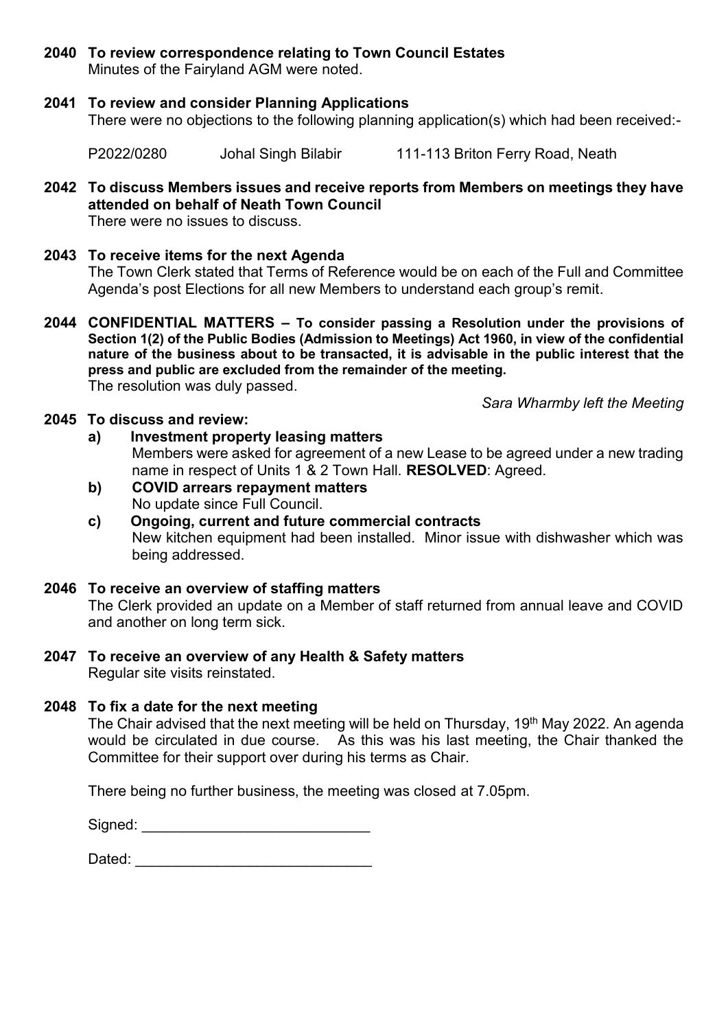**2040 To review correspondence relating to Town Council Estates**
Minutes of the Fairyland AGM were noted.

**2041 To review and consider Planning Applications**
There were no objections to the following planning application(s) which had been received:-

| | | |
|---|---|---|
| P2022/0280 | Johal Singh Bilabir | 111-113 Briton Ferry Road, Neath |

**2042 To discuss Members issues and receive reports from Members on meetings they have attended on behalf of Neath Town Council**
There were no issues to discuss.

**2043 To receive items for the next Agenda**
The Town Clerk stated that Terms of Reference would be on each of the Full and Committee Agenda's post Elections for all new Members to understand each group's remit.

**2044 CONFIDENTIAL MATTERS – To consider passing a Resolution under the provisions of Section 1(2) of the Public Bodies (Admission to Meetings) Act 1960, in view of the confidential nature of the business about to be transacted, it is advisable in the public interest that the press and public are excluded from the remainder of the meeting.**
The resolution was duly passed.

*Sara Wharmby left the Meeting*

**2045 To discuss and review:**

**a) Investment property leasing matters**
Members were asked for agreement of a new Lease to be agreed under a new trading name in respect of Units 1 & 2 Town Hall. **RESOLVED**: Agreed.

**b) COVID arrears repayment matters**
No update since Full Council.

**c) Ongoing, current and future commercial contracts**
New kitchen equipment had been installed. Minor issue with dishwasher which was being addressed.

**2046 To receive an overview of staffing matters**
The Clerk provided an update on a Member of staff returned from annual leave and COVID and another on long term sick.

**2047 To receive an overview of any Health & Safety matters**
Regular site visits reinstated.

**2048 To fix a date for the next meeting**
The Chair advised that the next meeting will be held on Thursday, 19th May 2022. An agenda would be circulated in due course. As this was his last meeting, the Chair thanked the Committee for their support over during his terms as Chair.

There being no further business, the meeting was closed at 7.05pm.

Signed: ____________________________

Dated: _____________________________